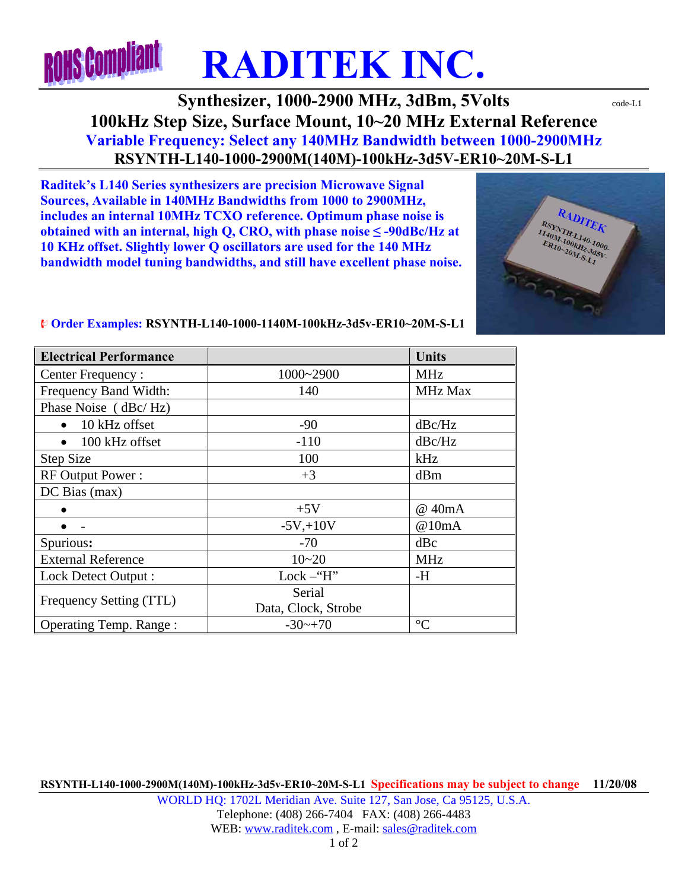**RoHS Compliant**

# RADITEK INC.

## Synthesizer, 1000-2900 MHz, 3dBm, 5Volts

code-L1

## 100kHz Step Size, Surface Mount, 10~20 MHz External Reference

### Variable Frequency: Select any 140MHz Bandwidth between 1000-2900MHz

### RSYNTH-L140-1000-2900M(140M)-100kHz-3d5V-ER10~20M-S-L1

**Raditek's L140 Series synthesizers are precision Microwave Signal Sources, Available in 140MHz Bandwidths from 1000 to 2900MHz, includes an internal 10MHz TCXO reference. Optimum phase noise is obtained with an internal, high Q, CRO, with phase noise ≤ -90dBc/Hz at 10 KHz offset. Slightly lower Q oscillators are used for the 140 MHz bandwidth model tuning bandwidths, and still have excellent phase noise.**

**Order Examples: RSYNTH-L140-1000-1140M-100kHz-3d5v-ER10~20M-S-L1**

| Electrical Performance | | Units |
|---|---|---|
| Center Frequency : | 1000~2900 | MHz |
| Frequency Band Width: | 140 | MHz Max |
| Phase Noise ( dBc/ Hz) | | |
| • 10 kHz offset | -90 | dBc/Hz |
| • 100 kHz offset | -110 | dBc/Hz |
| Step Size | 100 | kHz |
| RF Output Power : | +3 | dBm |
| DC Bias (max) | | |
| • | +5V | @ 40mA |
| • - | -5V,+10V | @10mA |
| Spurious**:** | -70 | dBc |
| External Reference | 10~20 | MHz |
| Lock Detect Output : | Lock –"H" | -H |
| Frequency Setting (TTL) | Serial Data, Clock, Strobe | |
| Operating Temp. Range : | -30~+70 | °C |

**RSYNTH-L140-1000-2900M(140M)-100kHz-3d5v-ER10~20M-S-L1** Specifications may be subject to change **11/20/08**

WORLD HQ: 1702L Meridian Ave. Suite 127, San Jose, Ca 95125, U.S.A.
Telephone: (408) 266-7404 FAX: (408) 266-4483
WEB: www.raditek.com , E-mail: sales@raditek.com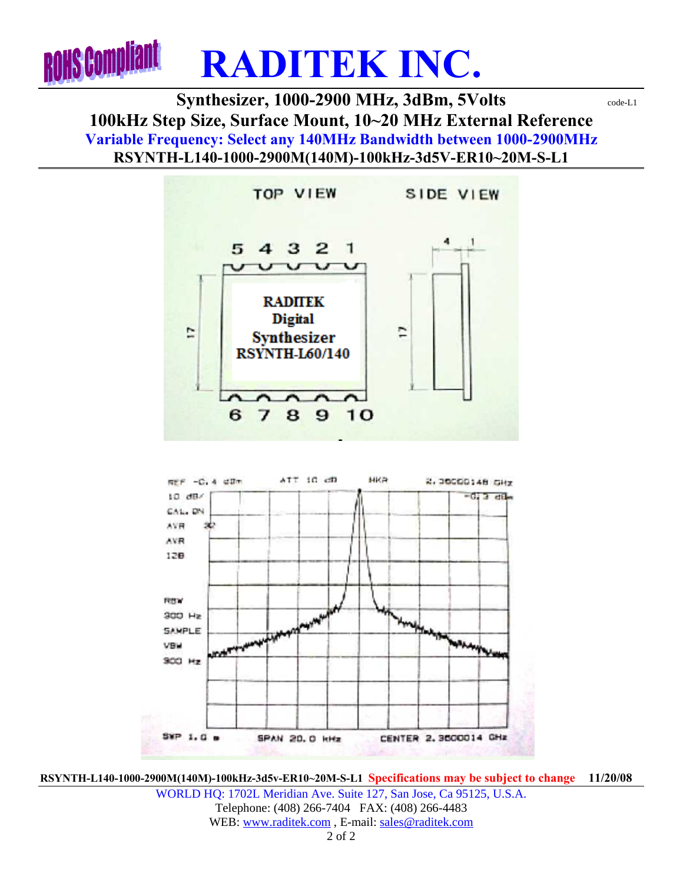ROHS Compliant

# RADITEK INC.

## Synthesizer, 1000-2900 MHz, 3dBm, 5Volts

code-L1

## 100kHz Step Size, Surface Mount, 10~20 MHz External Reference

**Variable Frequency: Select any 140MHz Bandwidth between 1000-2900MHz**

**RSYNTH-L140-1000-2900M(140M)-100kHz-3d5V-ER10~20M-S-L1**

TOP VIEW

SIDE VIEW

5 4 3 2 1

RADITEK
Digital
Synthesizer
RSYNTH-L60/140

6 7 8 9 10

17

17

4

1

REF -0.4 dBm
ATT 10 dB
MKR
2.38000148 GHz
10 dB/
-0.3 dBm
CAL. ON
AVR
AVR
128
RBW
300 Hz
SAMPLE
VBW
300 Hz
SWP 1.0 s
SPAN 20.0 kHz
CENTER 2.3800014 GHz

**RSYNTH-L140-1000-2900M(140M)-100kHz-3d5v-ER10~20M-S-L1** **Specifications may be subject to change** **11/20/08**

WORLD HQ: 1702L Meridian Ave. Suite 127, San Jose, Ca 95125, U.S.A.
Telephone: (408) 266-7404 FAX: (408) 266-4483
WEB: www.raditek.com , E-mail: sales@raditek.com